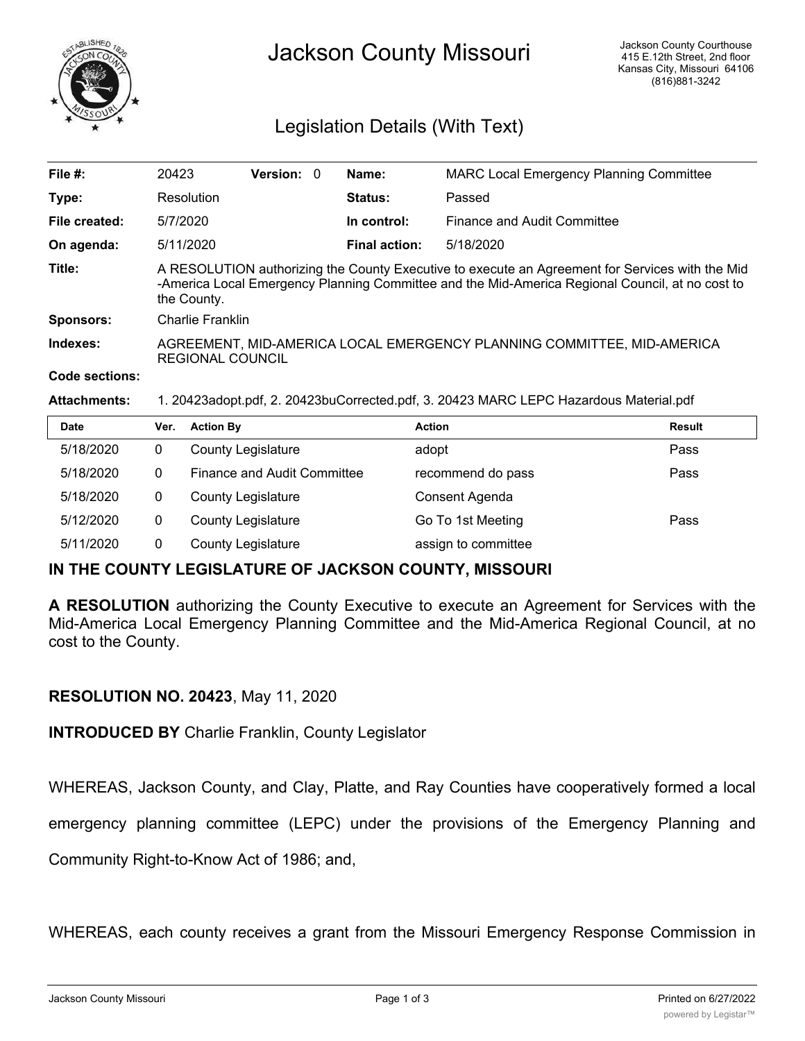# Jackson County Missouri

Jackson County Courthouse
415 E.12th Street, 2nd floor
Kansas City, Missouri 64106
(816)881-3242

## Legislation Details (With Text)

| | | | | | |
|---|---|---|---|---|---|
| **File #:** | 20423 | **Version:** 0 | | **Name:** | MARC Local Emergency Planning Committee |
| **Type:** | Resolution | | | **Status:** | Passed |
| **File created:** | 5/7/2020 | | | **In control:** | Finance and Audit Committee |
| **On agenda:** | 5/11/2020 | | | **Final action:** | 5/18/2020 |

**Title:** A RESOLUTION authorizing the County Executive to execute an Agreement for Services with the Mid -America Local Emergency Planning Committee and the Mid-America Regional Council, at no cost to the County.

**Sponsors:** Charlie Franklin

**Indexes:** AGREEMENT, MID-AMERICA LOCAL EMERGENCY PLANNING COMMITTEE, MID-AMERICA REGIONAL COUNCIL

**Code sections:**

**Attachments:** 1. 20423adopt.pdf, 2. 20423buCorrected.pdf, 3. 20423 MARC LEPC Hazardous Material.pdf

| Date | Ver. | Action By | Action | Result |
|---|---|---|---|---|
| 5/18/2020 | 0 | County Legislature | adopt | Pass |
| 5/18/2020 | 0 | Finance and Audit Committee | recommend do pass | Pass |
| 5/18/2020 | 0 | County Legislature | Consent Agenda | |
| 5/12/2020 | 0 | County Legislature | Go To 1st Meeting | Pass |
| 5/11/2020 | 0 | County Legislature | assign to committee | |

**IN THE COUNTY LEGISLATURE OF JACKSON COUNTY, MISSOURI**

**A RESOLUTION** authorizing the County Executive to execute an Agreement for Services with the Mid-America Local Emergency Planning Committee and the Mid-America Regional Council, at no cost to the County.

**RESOLUTION NO. 20423**, May 11, 2020

**INTRODUCED BY** Charlie Franklin, County Legislator

WHEREAS, Jackson County, and Clay, Platte, and Ray Counties have cooperatively formed a local emergency planning committee (LEPC) under the provisions of the Emergency Planning and Community Right-to-Know Act of 1986; and,

WHEREAS, each county receives a grant from the Missouri Emergency Response Commission in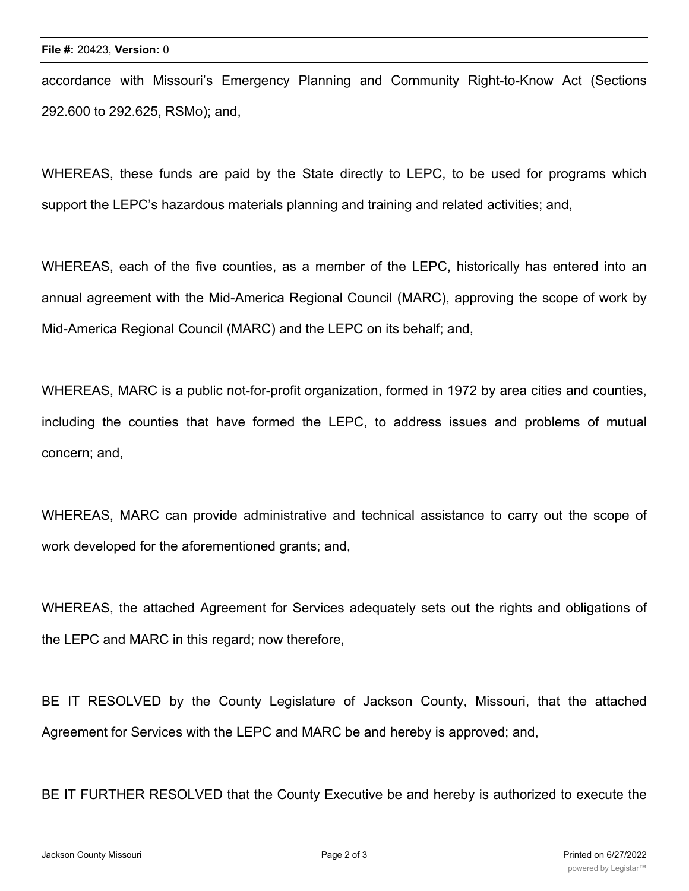accordance with Missouri's Emergency Planning and Community Right-to-Know Act (Sections 292.600 to 292.625, RSMo); and,

WHEREAS, these funds are paid by the State directly to LEPC, to be used for programs which support the LEPC's hazardous materials planning and training and related activities; and,

WHEREAS, each of the five counties, as a member of the LEPC, historically has entered into an annual agreement with the Mid-America Regional Council (MARC), approving the scope of work by Mid-America Regional Council (MARC) and the LEPC on its behalf; and,

WHEREAS, MARC is a public not-for-profit organization, formed in 1972 by area cities and counties, including the counties that have formed the LEPC, to address issues and problems of mutual concern; and,

WHEREAS, MARC can provide administrative and technical assistance to carry out the scope of work developed for the aforementioned grants; and,

WHEREAS, the attached Agreement for Services adequately sets out the rights and obligations of the LEPC and MARC in this regard; now therefore,

BE IT RESOLVED by the County Legislature of Jackson County, Missouri, that the attached Agreement for Services with the LEPC and MARC be and hereby is approved; and,

BE IT FURTHER RESOLVED that the County Executive be and hereby is authorized to execute the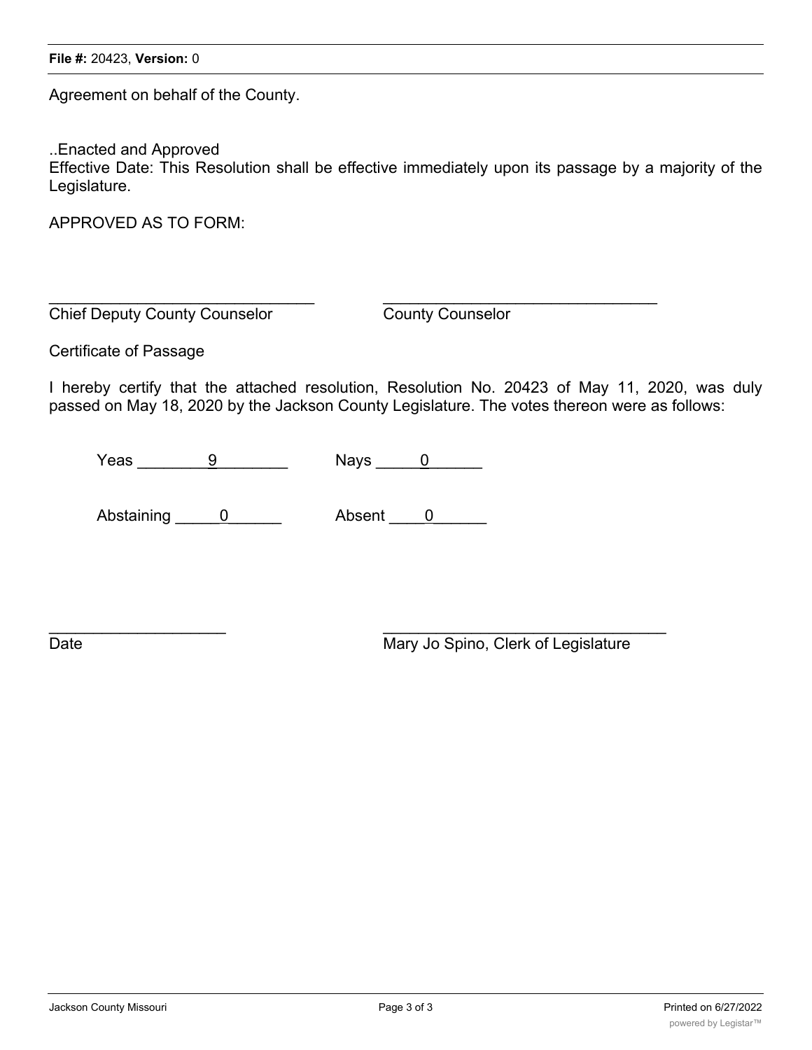Agreement on behalf of the County.

..Enacted and Approved

Effective Date: This Resolution shall be effective immediately upon its passage by a majority of the Legislature.

APPROVED AS TO FORM:

_______________________________ _______________________________

Chief Deputy County Counselor County Counselor

Certificate of Passage

I hereby certify that the attached resolution, Resolution No. 20423 of May 11, 2020, was duly passed on May 18, 2020 by the Jackson County Legislature. The votes thereon were as follows:

Yeas ________9________ Nays _____0______

Abstaining _____0______ Absent ____0______

____________________ _________________________________

Date Mary Jo Spino, Clerk of Legislature